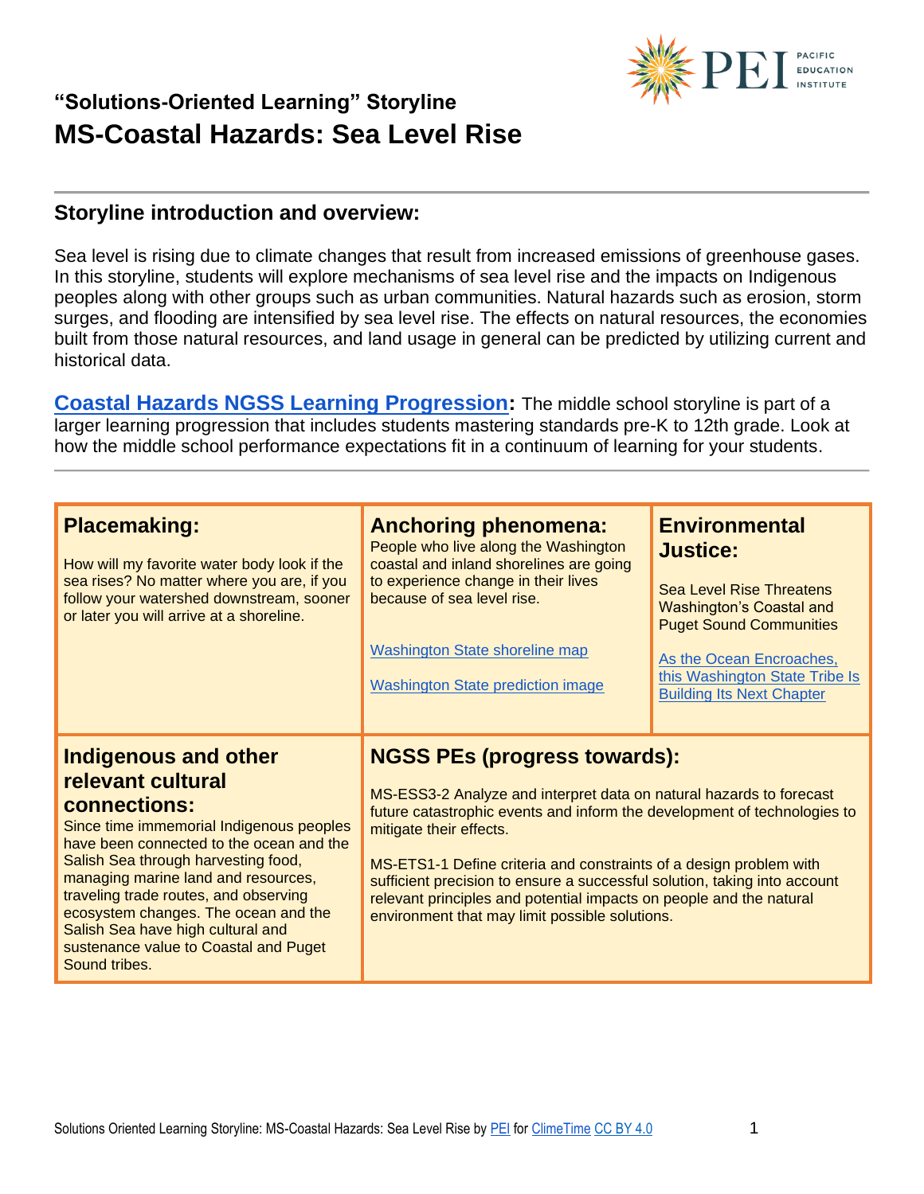## "Solutions-Oriented Learning" Storyline

# MS-Coastal Hazards: Sea Level Rise

## Storyline introduction and overview:

Sea level is rising due to climate changes that result from increased emissions of greenhouse gases. In this storyline, students will explore mechanisms of sea level rise and the impacts on Indigenous peoples along with other groups such as urban communities. Natural hazards such as erosion, storm surges, and flooding are intensified by sea level rise. The effects on natural resources, the economies built from those natural resources, and land usage in general can be predicted by utilizing current and historical data.

**Coastal Hazards NGSS Learning Progression:** The middle school storyline is part of a larger learning progression that includes students mastering standards pre-K to 12th grade. Look at how the middle school performance expectations fit in a continuum of learning for your students.

### Placemaking:

How will my favorite water body look if the sea rises? No matter where you are, if you follow your watershed downstream, sooner or later you will arrive at a shoreline.

### Anchoring phenomena:

People who live along the Washington coastal and inland shorelines are going to experience change in their lives because of sea level rise.

Washington State shoreline map

Washington State prediction image

### Environmental Justice:

Sea Level Rise Threatens Washington's Coastal and Puget Sound Communities

As the Ocean Encroaches, this Washington State Tribe Is Building Its Next Chapter

### Indigenous and other relevant cultural connections:

Since time immemorial Indigenous peoples have been connected to the ocean and the Salish Sea through harvesting food, managing marine land and resources, traveling trade routes, and observing ecosystem changes. The ocean and the Salish Sea have high cultural and sustenance value to Coastal and Puget Sound tribes.

### NGSS PEs (progress towards):

MS-ESS3-2 Analyze and interpret data on natural hazards to forecast future catastrophic events and inform the development of technologies to mitigate their effects.

MS-ETS1-1 Define criteria and constraints of a design problem with sufficient precision to ensure a successful solution, taking into account relevant principles and potential impacts on people and the natural environment that may limit possible solutions.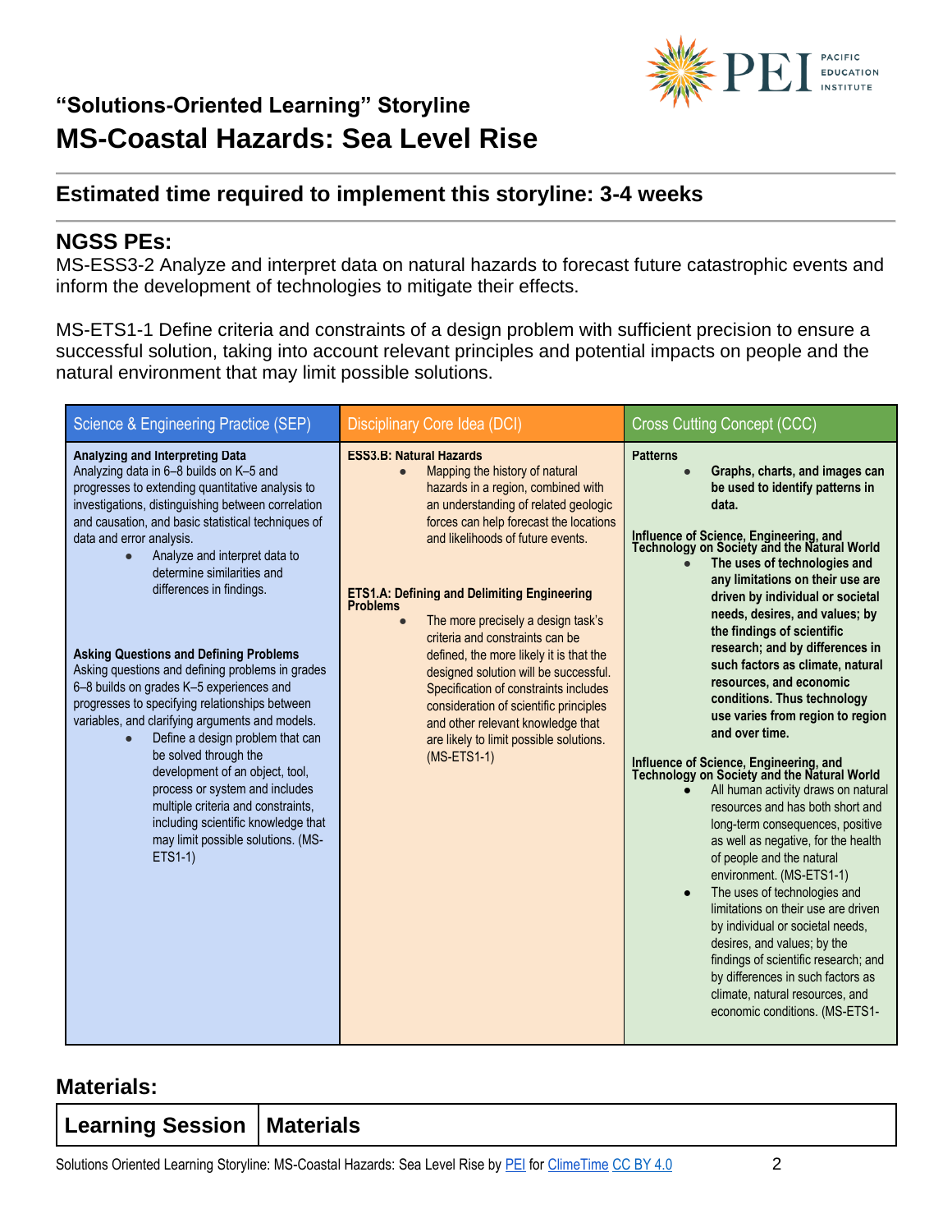## "Solutions-Oriented Learning" Storyline

# MS-Coastal Hazards: Sea Level Rise

## Estimated time required to implement this storyline: 3-4 weeks

## NGSS PEs:

MS-ESS3-2 Analyze and interpret data on natural hazards to forecast future catastrophic events and inform the development of technologies to mitigate their effects.

MS-ETS1-1 Define criteria and constraints of a design problem with sufficient precision to ensure a successful solution, taking into account relevant principles and potential impacts on people and the natural environment that may limit possible solutions.

| Science & Engineering Practice (SEP) | Disciplinary Core Idea (DCI) | Cross Cutting Concept (CCC) |
|---|---|---|
| **Analyzing and Interpreting Data**<br>Analyzing data in 6–8 builds on K–5 and progresses to extending quantitative analysis to investigations, distinguishing between correlation and causation, and basic statistical techniques of data and error analysis.<br>● Analyze and interpret data to determine similarities and differences in findings.<br><br>**Asking Questions and Defining Problems**<br>Asking questions and defining problems in grades 6–8 builds on grades K–5 experiences and progresses to specifying relationships between variables, and clarifying arguments and models.<br>● Define a design problem that can be solved through the development of an object, tool, process or system and includes multiple criteria and constraints, including scientific knowledge that may limit possible solutions. (MS-ETS1-1) | **ESS3.B: Natural Hazards**<br>● Mapping the history of natural hazards in a region, combined with an understanding of related geologic forces can help forecast the locations and likelihoods of future events.<br><br>**ETS1.A: Defining and Delimiting Engineering Problems**<br>● The more precisely a design task's criteria and constraints can be defined, the more likely it is that the designed solution will be successful. Specification of constraints includes consideration of scientific principles and other relevant knowledge that are likely to limit possible solutions. (MS-ETS1-1) | **Patterns**<br>● **Graphs, charts, and images can be used to identify patterns in data.**<br><br>**Influence of Science, Engineering, and Technology on Society and the Natural World**<br>● **The uses of technologies and any limitations on their use are driven by individual or societal needs, desires, and values; by the findings of scientific research; and by differences in such factors as climate, natural resources, and economic conditions. Thus technology use varies from region to region and over time.**<br><br>**Influence of Science, Engineering, and Technology on Society and the Natural World**<br>● All human activity draws on natural resources and has both short and long-term consequences, positive as well as negative, for the health of people and the natural environment. (MS-ETS1-1)<br>● The uses of technologies and limitations on their use are driven by individual or societal needs, desires, and values; by the findings of scientific research; and by differences in such factors as climate, natural resources, and economic conditions. (MS-ETS1- |

## Materials:

| Learning Session | Materials |
|---|---|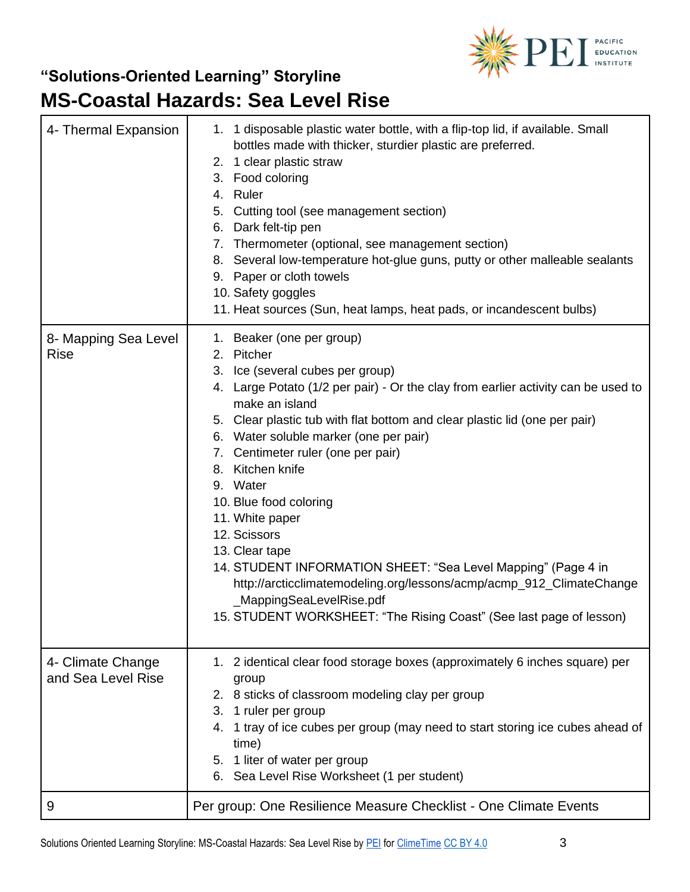## "Solutions-Oriented Learning" Storyline

# MS-Coastal Hazards: Sea Level Rise

| | |
|---|---|
| 4- Thermal Expansion | 1. 1 disposable plastic water bottle, with a flip-top lid, if available. Small bottles made with thicker, sturdier plastic are preferred.<br>2. 1 clear plastic straw<br>3. Food coloring<br>4. Ruler<br>5. Cutting tool (see management section)<br>6. Dark felt-tip pen<br>7. Thermometer (optional, see management section)<br>8. Several low-temperature hot-glue guns, putty or other malleable sealants<br>9. Paper or cloth towels<br>10. Safety goggles<br>11. Heat sources (Sun, heat lamps, heat pads, or incandescent bulbs) |
| 8- Mapping Sea Level Rise | 1. Beaker (one per group)<br>2. Pitcher<br>3. Ice (several cubes per group)<br>4. Large Potato (1/2 per pair) - Or the clay from earlier activity can be used to make an island<br>5. Clear plastic tub with flat bottom and clear plastic lid (one per pair)<br>6. Water soluble marker (one per pair)<br>7. Centimeter ruler (one per pair)<br>8. Kitchen knife<br>9. Water<br>10. Blue food coloring<br>11. White paper<br>12. Scissors<br>13. Clear tape<br>14. STUDENT INFORMATION SHEET: "Sea Level Mapping" (Page 4 in http://arcticclimatemodeling.org/lessons/acmp/acmp_912_ClimateChange_MappingSeaLevelRise.pdf<br>15. STUDENT WORKSHEET: "The Rising Coast" (See last page of lesson) |
| 4- Climate Change and Sea Level Rise | 1. 2 identical clear food storage boxes (approximately 6 inches square) per group<br>2. 8 sticks of classroom modeling clay per group<br>3. 1 ruler per group<br>4. 1 tray of ice cubes per group (may need to start storing ice cubes ahead of time)<br>5. 1 liter of water per group<br>6. Sea Level Rise Worksheet (1 per student) |
| 9 | Per group: One Resilience Measure Checklist - One Climate Events |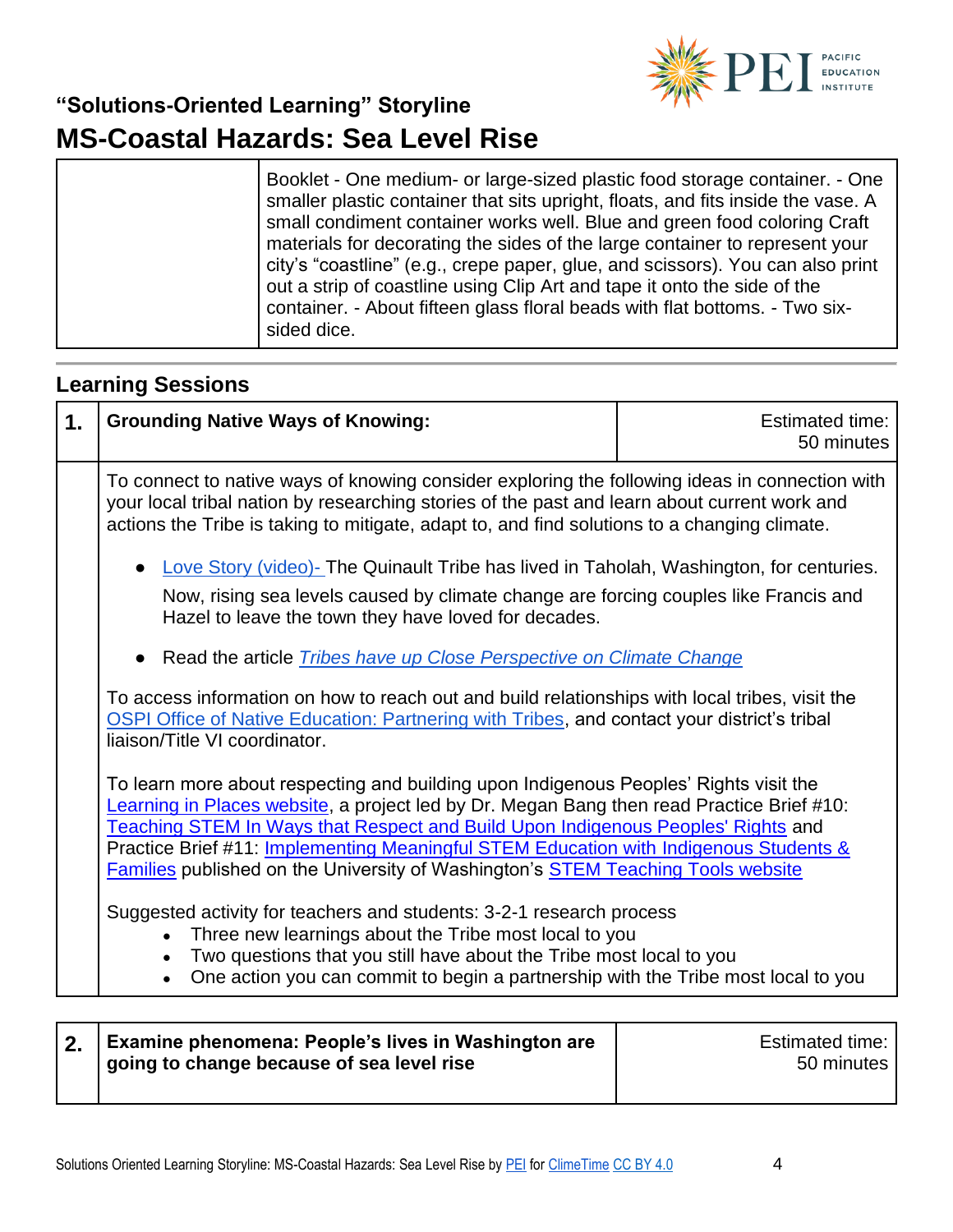| | Booklet - One medium- or large-sized plastic food storage container. - One smaller plastic container that sits upright, floats, and fits inside the vase. A small condiment container works well. Blue and green food coloring Craft materials for decorating the sides of the large container to represent your city's "coastline" (e.g., crepe paper, glue, and scissors). You can also print out a strip of coastline using Clip Art and tape it onto the side of the container. - About fifteen glass floral beads with flat bottoms. - Two six-sided dice. |
|---|---|

## Learning Sessions

| 1. | **Grounding Native Ways of Knowing:** | Estimated time: 50 minutes |
|---|---|---|

To connect to native ways of knowing consider exploring the following ideas in connection with your local tribal nation by researching stories of the past and learn about current work and actions the Tribe is taking to mitigate, adapt to, and find solutions to a changing climate.

- Love Story (video)- The Quinault Tribe has lived in Taholah, Washington, for centuries. Now, rising sea levels caused by climate change are forcing couples like Francis and Hazel to leave the town they have loved for decades.
- Read the article *Tribes have up Close Perspective on Climate Change*

To access information on how to reach out and build relationships with local tribes, visit the OSPI Office of Native Education: Partnering with Tribes, and contact your district's tribal liaison/Title VI coordinator.

To learn more about respecting and building upon Indigenous Peoples' Rights visit the Learning in Places website, a project led by Dr. Megan Bang then read Practice Brief #10: Teaching STEM In Ways that Respect and Build Upon Indigenous Peoples' Rights and Practice Brief #11: Implementing Meaningful STEM Education with Indigenous Students & Families published on the University of Washington's STEM Teaching Tools website

Suggested activity for teachers and students: 3-2-1 research process

- Three new learnings about the Tribe most local to you
- Two questions that you still have about the Tribe most local to you
- One action you can commit to begin a partnership with the Tribe most local to you

| 2. | **Examine phenomena: People's lives in Washington are going to change because of sea level rise** | Estimated time: 50 minutes |
|---|---|---|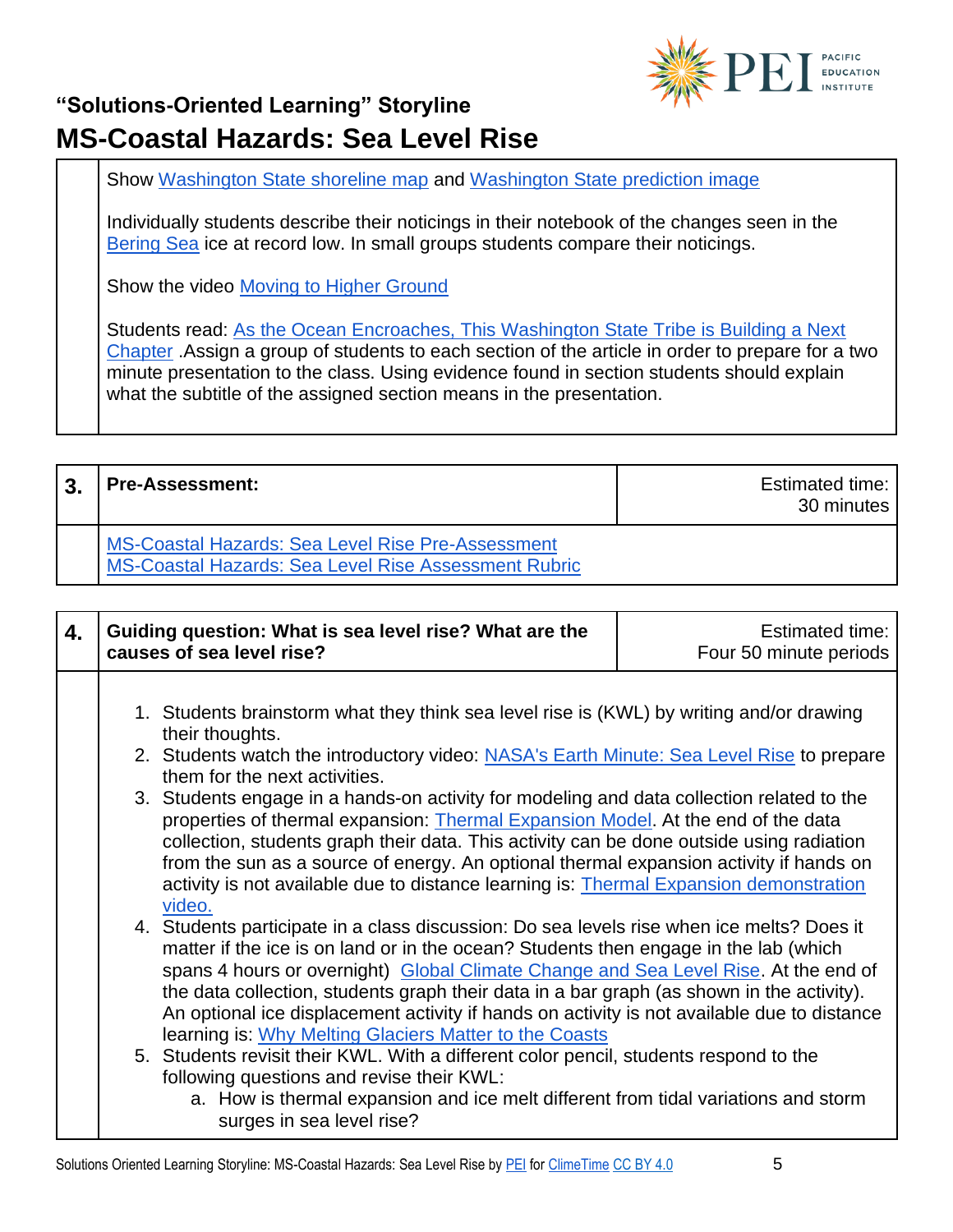Show Washington State shoreline map and Washington State prediction image

Individually students describe their noticings in their notebook of the changes seen in the Bering Sea ice at record low. In small groups students compare their noticings.

Show the video Moving to Higher Ground

Students read: As the Ocean Encroaches, This Washington State Tribe is Building a Next Chapter .Assign a group of students to each section of the article in order to prepare for a two minute presentation to the class. Using evidence found in section students should explain what the subtitle of the assigned section means in the presentation.

| 3. | **Pre-Assessment:** | Estimated time: 30 minutes |
|---|---|---|
| | MS-Coastal Hazards: Sea Level Rise Pre-Assessment<br>MS-Coastal Hazards: Sea Level Rise Assessment Rubric | |

| 4. | **Guiding question: What is sea level rise? What are the causes of sea level rise?** | Estimated time: Four 50 minute periods |
|---|---|---|

1. Students brainstorm what they think sea level rise is (KWL) by writing and/or drawing their thoughts.
2. Students watch the introductory video: NASA's Earth Minute: Sea Level Rise to prepare them for the next activities.
3. Students engage in a hands-on activity for modeling and data collection related to the properties of thermal expansion: Thermal Expansion Model. At the end of the data collection, students graph their data. This activity can be done outside using radiation from the sun as a source of energy. An optional thermal expansion activity if hands on activity is not available due to distance learning is: Thermal Expansion demonstration video.
4. Students participate in a class discussion: Do sea levels rise when ice melts? Does it matter if the ice is on land or in the ocean? Students then engage in the lab (which spans 4 hours or overnight) Global Climate Change and Sea Level Rise. At the end of the data collection, students graph their data in a bar graph (as shown in the activity). An optional ice displacement activity if hands on activity is not available due to distance learning is: Why Melting Glaciers Matter to the Coasts
5. Students revisit their KWL. With a different color pencil, students respond to the following questions and revise their KWL:
   a. How is thermal expansion and ice melt different from tidal variations and storm surges in sea level rise?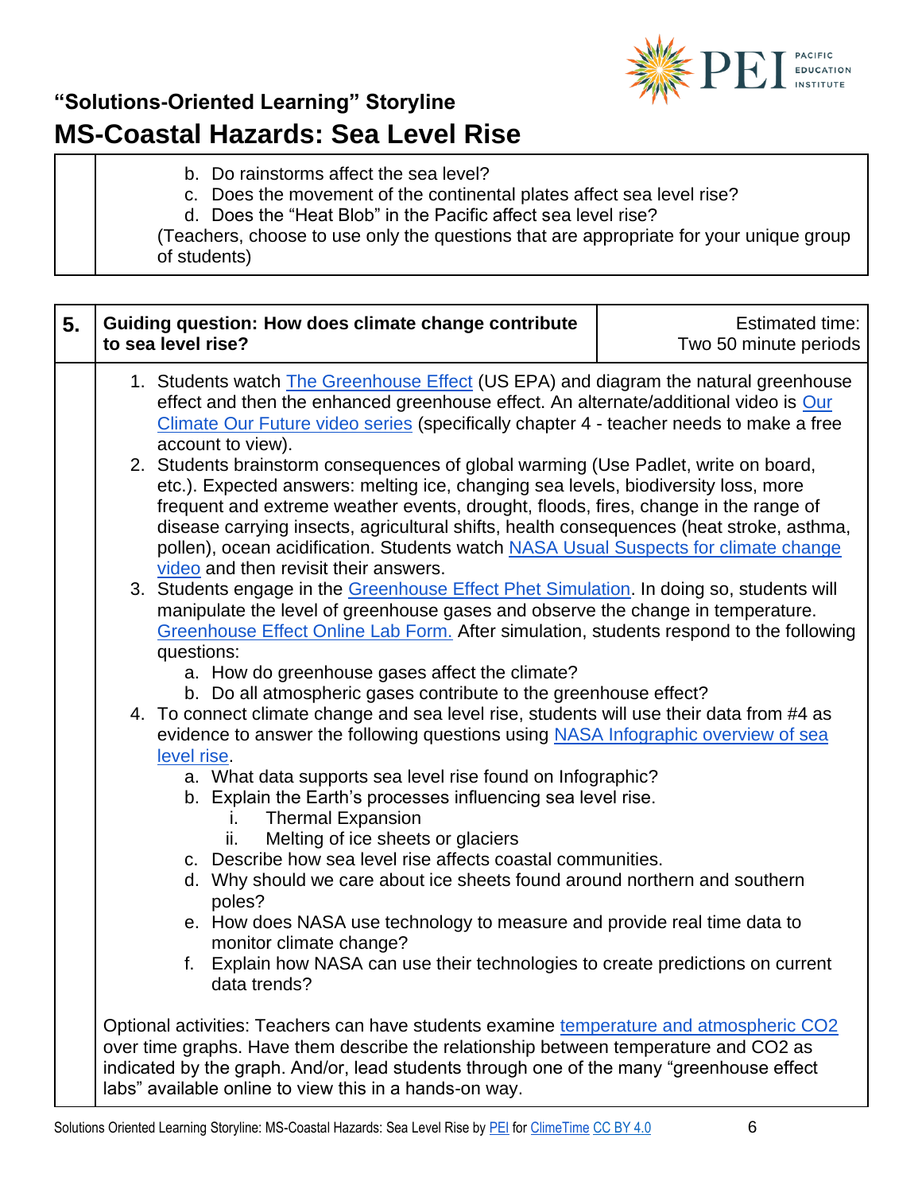b. Do rainstorms affect the sea level?
c. Does the movement of the continental plates affect sea level rise?
d. Does the "Heat Blob" in the Pacific affect sea level rise?

(Teachers, choose to use only the questions that are appropriate for your unique group of students)

| 5. | Guiding question: How does climate change contribute to sea level rise? | Estimated time: Two 50 minute periods |
|---|---|---|

1. Students watch The Greenhouse Effect (US EPA) and diagram the natural greenhouse effect and then the enhanced greenhouse effect. An alternate/additional video is Our Climate Our Future video series (specifically chapter 4 - teacher needs to make a free account to view).
2. Students brainstorm consequences of global warming (Use Padlet, write on board, etc.). Expected answers: melting ice, changing sea levels, biodiversity loss, more frequent and extreme weather events, drought, floods, fires, change in the range of disease carrying insects, agricultural shifts, health consequences (heat stroke, asthma, pollen), ocean acidification. Students watch NASA Usual Suspects for climate change video and then revisit their answers.
3. Students engage in the Greenhouse Effect Phet Simulation. In doing so, students will manipulate the level of greenhouse gases and observe the change in temperature. Greenhouse Effect Online Lab Form. After simulation, students respond to the following questions:
   a. How do greenhouse gases affect the climate?
   b. Do all atmospheric gases contribute to the greenhouse effect?
4. To connect climate change and sea level rise, students will use their data from #4 as evidence to answer the following questions using NASA Infographic overview of sea level rise.
   a. What data supports sea level rise found on Infographic?
   b. Explain the Earth's processes influencing sea level rise.
      i. Thermal Expansion
      ii. Melting of ice sheets or glaciers
   c. Describe how sea level rise affects coastal communities.
   d. Why should we care about ice sheets found around northern and southern poles?
   e. How does NASA use technology to measure and provide real time data to monitor climate change?
   f. Explain how NASA can use their technologies to create predictions on current data trends?

Optional activities: Teachers can have students examine temperature and atmospheric CO2 over time graphs. Have them describe the relationship between temperature and CO2 as indicated by the graph. And/or, lead students through one of the many "greenhouse effect labs" available online to view this in a hands-on way.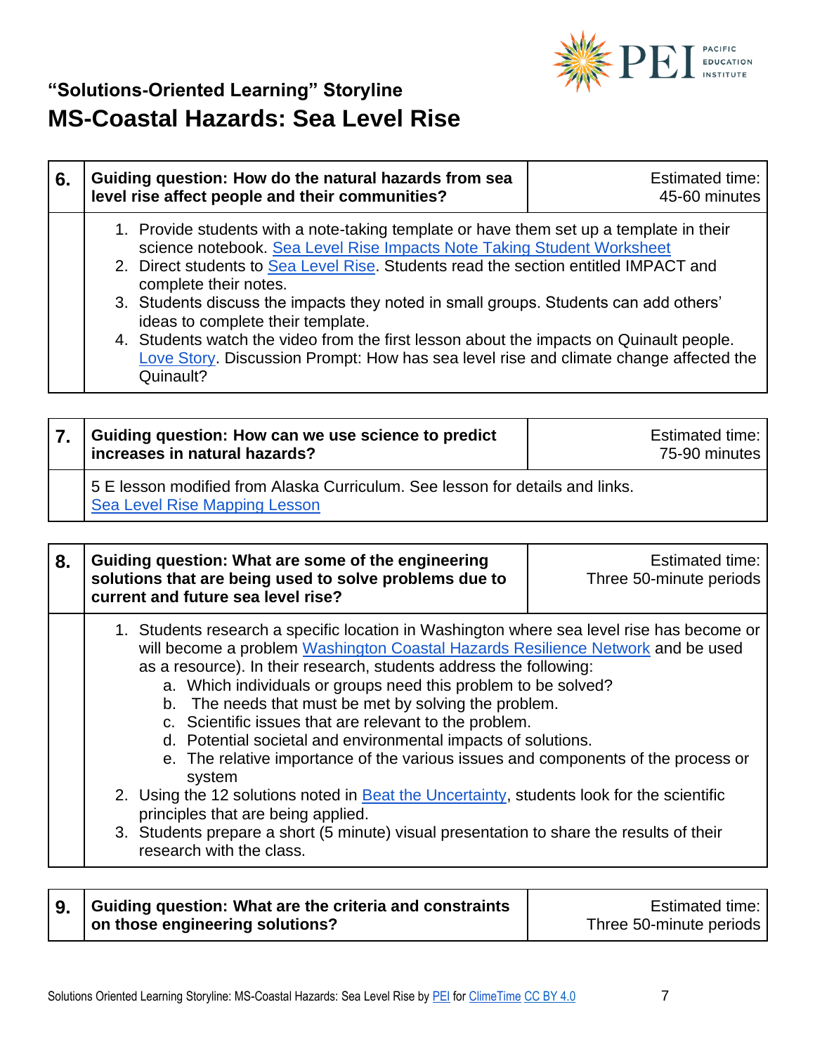**"Solutions-Oriented Learning" Storyline**

## MS-Coastal Hazards: Sea Level Rise

| 6. | Guiding question: How do the natural hazards from sea level rise affect people and their communities? | Estimated time: 45-60 minutes |
|---|---|---|
| | 1. Provide students with a note-taking template or have them set up a template in their science notebook. Sea Level Rise Impacts Note Taking Student Worksheet<br>2. Direct students to Sea Level Rise. Students read the section entitled IMPACT and complete their notes.<br>3. Students discuss the impacts they noted in small groups. Students can add others' ideas to complete their template.<br>4. Students watch the video from the first lesson about the impacts on Quinault people. Love Story. Discussion Prompt: How has sea level rise and climate change affected the Quinault? | |

| 7. | Guiding question: How can we use science to predict increases in natural hazards? | Estimated time: 75-90 minutes |
|---|---|---|
| | 5 E lesson modified from Alaska Curriculum. See lesson for details and links. Sea Level Rise Mapping Lesson | |

| 8. | Guiding question: What are some of the engineering solutions that are being used to solve problems due to current and future sea level rise? | Estimated time: Three 50-minute periods |
|---|---|---|
| | 1. Students research a specific location in Washington where sea level rise has become or will become a problem Washington Coastal Hazards Resilience Network and be used as a resource). In their research, students address the following:<br>a. Which individuals or groups need this problem to be solved?<br>b. The needs that must be met by solving the problem.<br>c. Scientific issues that are relevant to the problem.<br>d. Potential societal and environmental impacts of solutions.<br>e. The relative importance of the various issues and components of the process or system<br>2. Using the 12 solutions noted in Beat the Uncertainty, students look for the scientific principles that are being applied.<br>3. Students prepare a short (5 minute) visual presentation to share the results of their research with the class. | |

| 9. | Guiding question: What are the criteria and constraints on those engineering solutions? | Estimated time: Three 50-minute periods |
|---|---|---|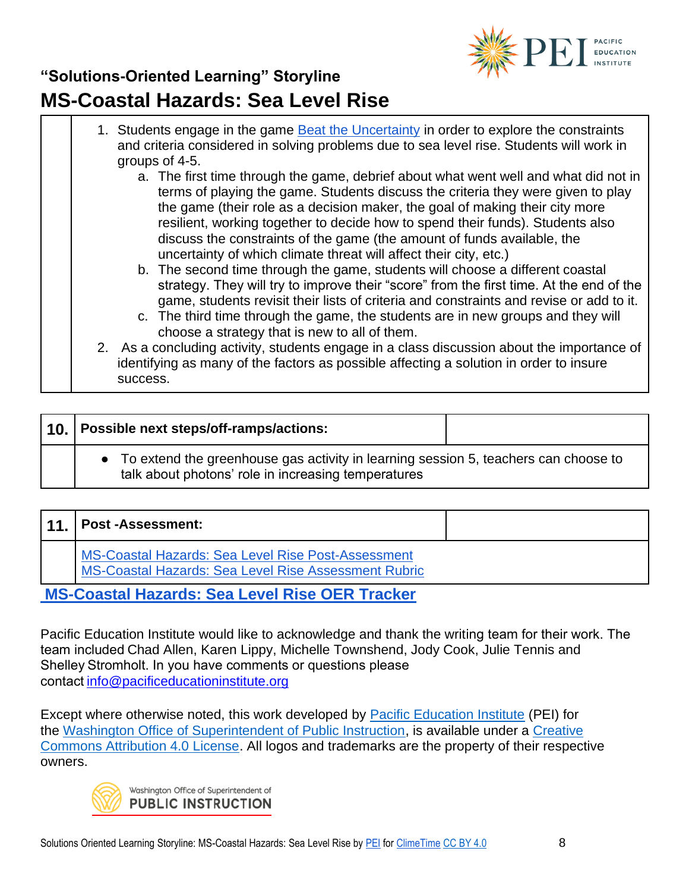## "Solutions-Oriented Learning" Storyline

# MS-Coastal Hazards: Sea Level Rise

| | |
|---|---|
| | 1. Students engage in the game Beat the Uncertainty in order to explore the constraints and criteria considered in solving problems due to sea level rise. Students will work in groups of 4-5.<br>a. The first time through the game, debrief about what went well and what did not in terms of playing the game. Students discuss the criteria they were given to play the game (their role as a decision maker, the goal of making their city more resilient, working together to decide how to spend their funds). Students also discuss the constraints of the game (the amount of funds available, the uncertainty of which climate threat will affect their city, etc.)<br>b. The second time through the game, students will choose a different coastal strategy. They will try to improve their "score" from the first time. At the end of the game, students revisit their lists of criteria and constraints and revise or add to it.<br>c. The third time through the game, the students are in new groups and they will choose a strategy that is new to all of them.<br>2. As a concluding activity, students engage in a class discussion about the importance of identifying as many of the factors as possible affecting a solution in order to insure success. |

| 10. | Possible next steps/off-ramps/actions: | |
|---|---|---|
| | • To extend the greenhouse gas activity in learning session 5, teachers can choose to talk about photons' role in increasing temperatures | |

| 11. | Post -Assessment: | |
|---|---|---|
| | MS-Coastal Hazards: Sea Level Rise Post-Assessment<br>MS-Coastal Hazards: Sea Level Rise Assessment Rubric | |

**MS-Coastal Hazards: Sea Level Rise OER Tracker**

Pacific Education Institute would like to acknowledge and thank the writing team for their work. The team included Chad Allen, Karen Lippy, Michelle Townshend, Jody Cook, Julie Tennis and Shelley Stromholt. In you have comments or questions please contact info@pacificeducationinstitute.org

Except where otherwise noted, this work developed by Pacific Education Institute (PEI) for the Washington Office of Superintendent of Public Instruction, is available under a Creative Commons Attribution 4.0 License. All logos and trademarks are the property of their respective owners.

Washington Office of Superintendent of PUBLIC INSTRUCTION